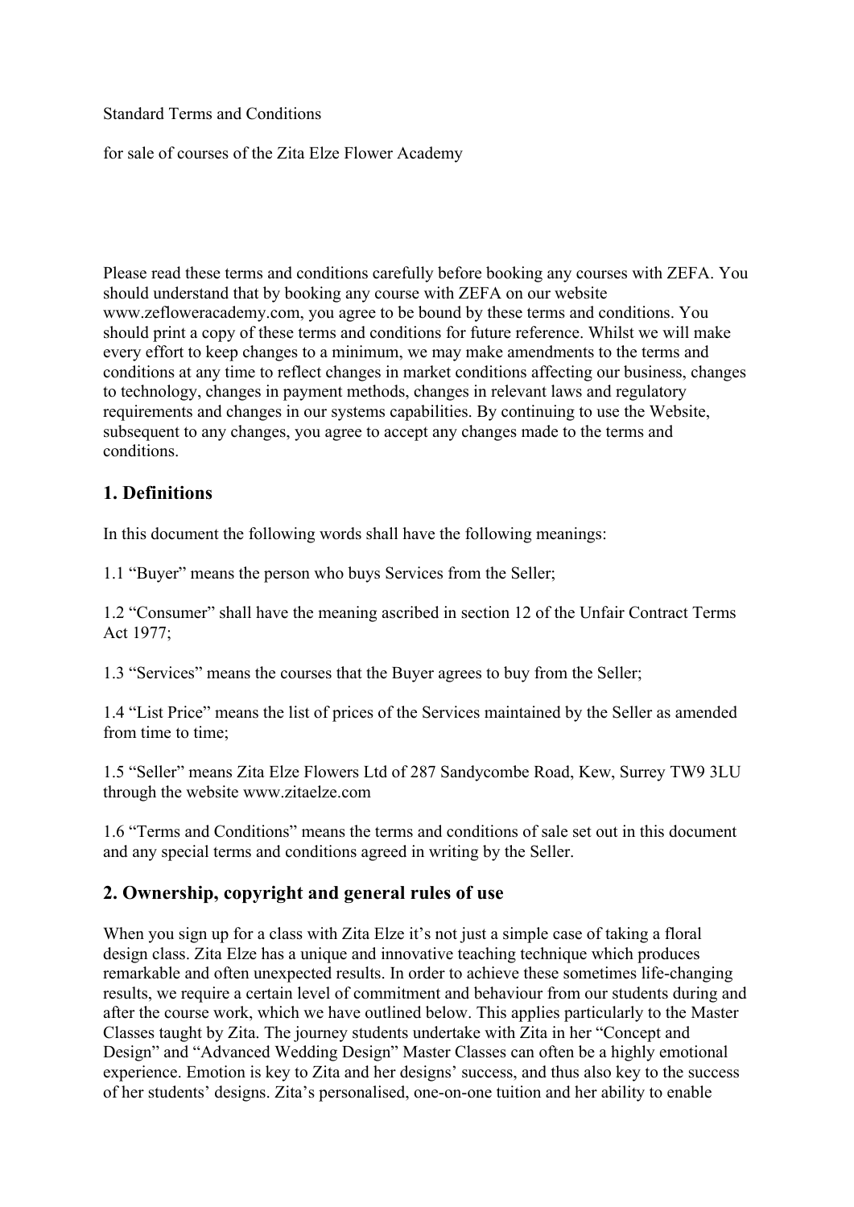Standard Terms and Conditions

for sale of courses of the Zita Elze Flower Academy

Please read these terms and conditions carefully before booking any courses with ZEFA. You should understand that by booking any course with ZEFA on our website www.zefloweracademy.com, you agree to be bound by these terms and conditions. You should print a copy of these terms and conditions for future reference. Whilst we will make every effort to keep changes to a minimum, we may make amendments to the terms and conditions at any time to reflect changes in market conditions affecting our business, changes to technology, changes in payment methods, changes in relevant laws and regulatory requirements and changes in our systems capabilities. By continuing to use the Website, subsequent to any changes, you agree to accept any changes made to the terms and conditions.

## 1. Definitions

In this document the following words shall have the following meanings:

1.1 "Buyer" means the person who buys Services from the Seller;

1.2 "Consumer" shall have the meaning ascribed in section 12 of the Unfair Contract Terms Act 1977;

1.3 "Services" means the courses that the Buyer agrees to buy from the Seller;

1.4 "List Price" means the list of prices of the Services maintained by the Seller as amended from time to time;

1.5 "Seller" means Zita Elze Flowers Ltd of 287 Sandycombe Road, Kew, Surrey TW9 3LU through the website www.zitaelze.com

1.6 "Terms and Conditions" means the terms and conditions of sale set out in this document and any special terms and conditions agreed in writing by the Seller.

## 2. Ownership, copyright and general rules of use

When you sign up for a class with Zita Elze it's not just a simple case of taking a floral design class. Zita Elze has a unique and innovative teaching technique which produces remarkable and often unexpected results. In order to achieve these sometimes life-changing results, we require a certain level of commitment and behaviour from our students during and after the course work, which we have outlined below. This applies particularly to the Master Classes taught by Zita. The journey students undertake with Zita in her "Concept and Design" and "Advanced Wedding Design" Master Classes can often be a highly emotional experience. Emotion is key to Zita and her designs' success, and thus also key to the success of her students' designs. Zita's personalised, one-on-one tuition and her ability to enable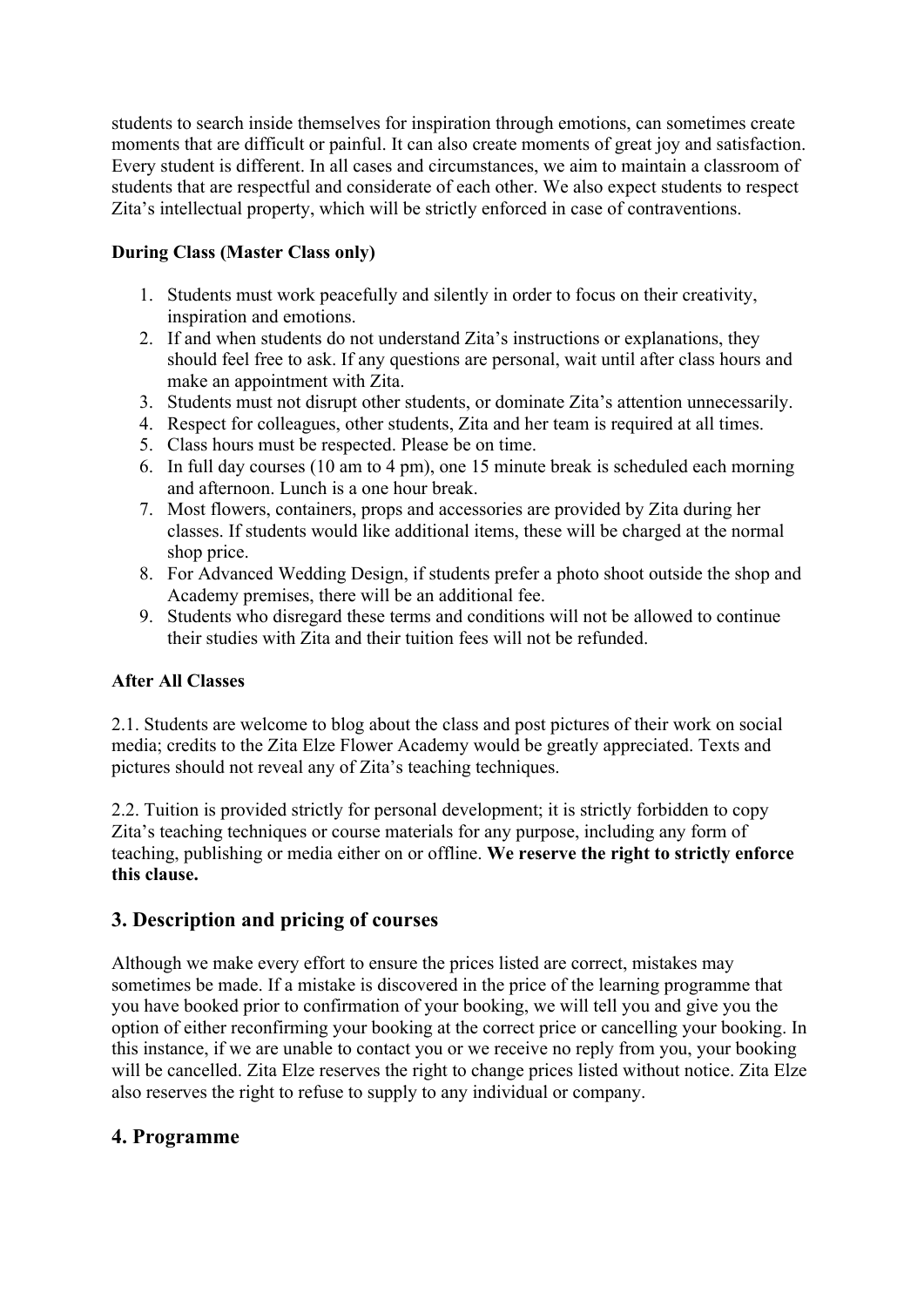students to search inside themselves for inspiration through emotions, can sometimes create moments that are difficult or painful. It can also create moments of great joy and satisfaction. Every student is different. In all cases and circumstances, we aim to maintain a classroom of students that are respectful and considerate of each other. We also expect students to respect Zita's intellectual property, which will be strictly enforced in case of contraventions.

**During Class (Master Class only)**

1. Students must work peacefully and silently in order to focus on their creativity, inspiration and emotions.
2. If and when students do not understand Zita's instructions or explanations, they should feel free to ask. If any questions are personal, wait until after class hours and make an appointment with Zita.
3. Students must not disrupt other students, or dominate Zita's attention unnecessarily.
4. Respect for colleagues, other students, Zita and her team is required at all times.
5. Class hours must be respected. Please be on time.
6. In full day courses (10 am to 4 pm), one 15 minute break is scheduled each morning and afternoon. Lunch is a one hour break.
7. Most flowers, containers, props and accessories are provided by Zita during her classes. If students would like additional items, these will be charged at the normal shop price.
8. For Advanced Wedding Design, if students prefer a photo shoot outside the shop and Academy premises, there will be an additional fee.
9. Students who disregard these terms and conditions will not be allowed to continue their studies with Zita and their tuition fees will not be refunded.

**After All Classes**

2.1. Students are welcome to blog about the class and post pictures of their work on social media; credits to the Zita Elze Flower Academy would be greatly appreciated. Texts and pictures should not reveal any of Zita's teaching techniques.

2.2. Tuition is provided strictly for personal development; it is strictly forbidden to copy Zita's teaching techniques or course materials for any purpose, including any form of teaching, publishing or media either on or offline. **We reserve the right to strictly enforce this clause.**

## 3. Description and pricing of courses

Although we make every effort to ensure the prices listed are correct, mistakes may sometimes be made. If a mistake is discovered in the price of the learning programme that you have booked prior to confirmation of your booking, we will tell you and give you the option of either reconfirming your booking at the correct price or cancelling your booking. In this instance, if we are unable to contact you or we receive no reply from you, your booking will be cancelled. Zita Elze reserves the right to change prices listed without notice. Zita Elze also reserves the right to refuse to supply to any individual or company.

## 4. Programme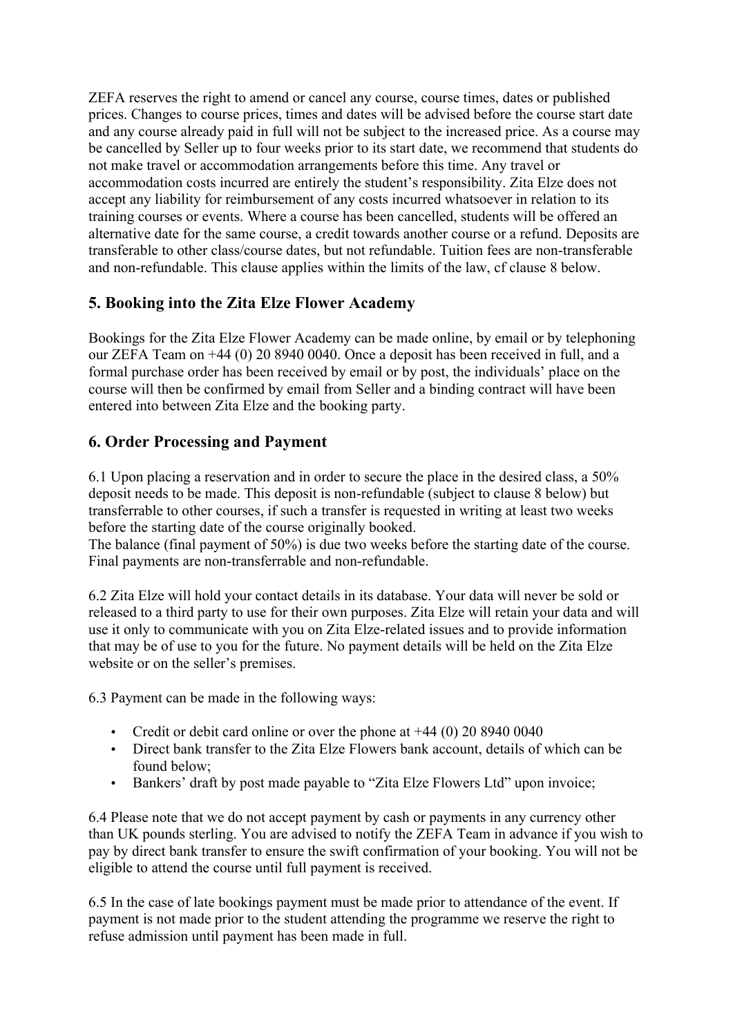ZEFA reserves the right to amend or cancel any course, course times, dates or published prices. Changes to course prices, times and dates will be advised before the course start date and any course already paid in full will not be subject to the increased price. As a course may be cancelled by Seller up to four weeks prior to its start date, we recommend that students do not make travel or accommodation arrangements before this time. Any travel or accommodation costs incurred are entirely the student's responsibility. Zita Elze does not accept any liability for reimbursement of any costs incurred whatsoever in relation to its training courses or events. Where a course has been cancelled, students will be offered an alternative date for the same course, a credit towards another course or a refund. Deposits are transferable to other class/course dates, but not refundable. Tuition fees are non-transferable and non-refundable. This clause applies within the limits of the law, cf clause 8 below.

## 5. Booking into the Zita Elze Flower Academy

Bookings for the Zita Elze Flower Academy can be made online, by email or by telephoning our ZEFA Team on +44 (0) 20 8940 0040. Once a deposit has been received in full, and a formal purchase order has been received by email or by post, the individuals' place on the course will then be confirmed by email from Seller and a binding contract will have been entered into between Zita Elze and the booking party.

## 6. Order Processing and Payment

6.1 Upon placing a reservation and in order to secure the place in the desired class, a 50% deposit needs to be made. This deposit is non-refundable (subject to clause 8 below) but transferrable to other courses, if such a transfer is requested in writing at least two weeks before the starting date of the course originally booked.
The balance (final payment of 50%) is due two weeks before the starting date of the course. Final payments are non-transferrable and non-refundable.

6.2 Zita Elze will hold your contact details in its database. Your data will never be sold or released to a third party to use for their own purposes. Zita Elze will retain your data and will use it only to communicate with you on Zita Elze-related issues and to provide information that may be of use to you for the future. No payment details will be held on the Zita Elze website or on the seller's premises.

6.3 Payment can be made in the following ways:

- Credit or debit card online or over the phone at +44 (0) 20 8940 0040
- Direct bank transfer to the Zita Elze Flowers bank account, details of which can be found below;
- Bankers' draft by post made payable to "Zita Elze Flowers Ltd" upon invoice;

6.4 Please note that we do not accept payment by cash or payments in any currency other than UK pounds sterling. You are advised to notify the ZEFA Team in advance if you wish to pay by direct bank transfer to ensure the swift confirmation of your booking. You will not be eligible to attend the course until full payment is received.

6.5 In the case of late bookings payment must be made prior to attendance of the event. If payment is not made prior to the student attending the programme we reserve the right to refuse admission until payment has been made in full.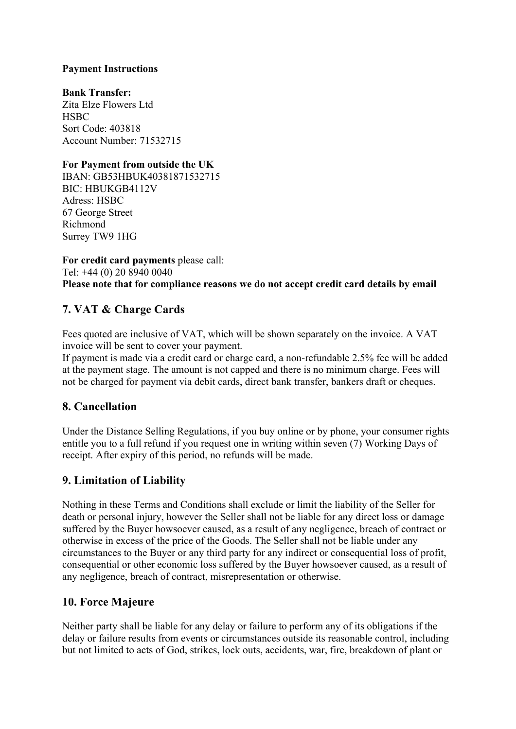**Payment Instructions**

**Bank Transfer:**
Zita Elze Flowers Ltd
HSBC
Sort Code: 403818
Account Number: 71532715

**For Payment from outside the UK**
IBAN: GB53HBUK40381871532715
BIC: HBUKGB4112V
Adress: HSBC
67 George Street
Richmond
Surrey TW9 1HG

**For credit card payments** please call:
Tel: +44 (0) 20 8940 0040
**Please note that for compliance reasons we do not accept credit card details by email**

## 7. VAT & Charge Cards

Fees quoted are inclusive of VAT, which will be shown separately on the invoice. A VAT invoice will be sent to cover your payment.
If payment is made via a credit card or charge card, a non-refundable 2.5% fee will be added at the payment stage. The amount is not capped and there is no minimum charge. Fees will not be charged for payment via debit cards, direct bank transfer, bankers draft or cheques.

## 8. Cancellation

Under the Distance Selling Regulations, if you buy online or by phone, your consumer rights entitle you to a full refund if you request one in writing within seven (7) Working Days of receipt. After expiry of this period, no refunds will be made.

## 9. Limitation of Liability

Nothing in these Terms and Conditions shall exclude or limit the liability of the Seller for death or personal injury, however the Seller shall not be liable for any direct loss or damage suffered by the Buyer howsoever caused, as a result of any negligence, breach of contract or otherwise in excess of the price of the Goods. The Seller shall not be liable under any circumstances to the Buyer or any third party for any indirect or consequential loss of profit, consequential or other economic loss suffered by the Buyer howsoever caused, as a result of any negligence, breach of contract, misrepresentation or otherwise.

## 10. Force Majeure

Neither party shall be liable for any delay or failure to perform any of its obligations if the delay or failure results from events or circumstances outside its reasonable control, including but not limited to acts of God, strikes, lock outs, accidents, war, fire, breakdown of plant or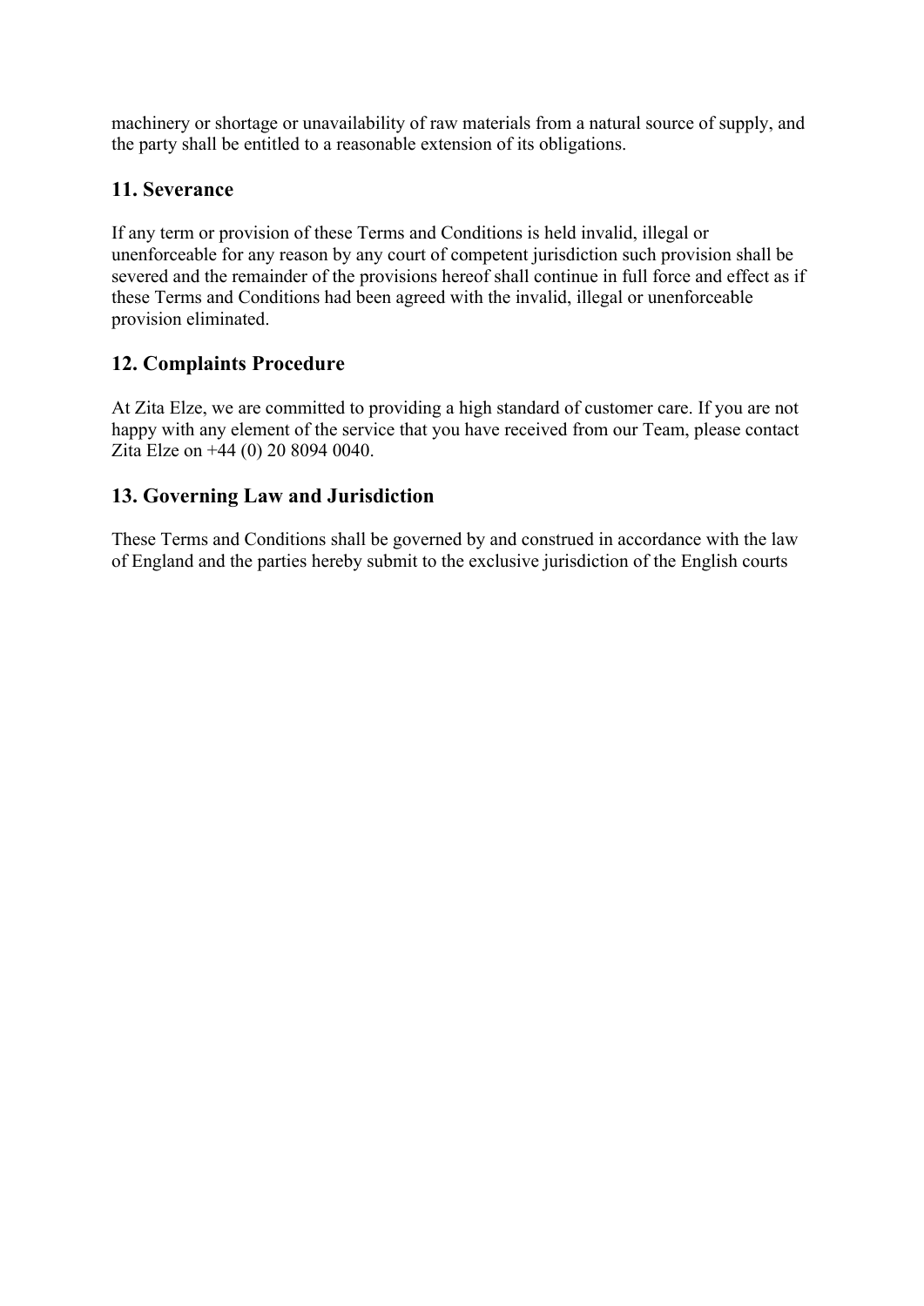machinery or shortage or unavailability of raw materials from a natural source of supply, and the party shall be entitled to a reasonable extension of its obligations.

## 11. Severance

If any term or provision of these Terms and Conditions is held invalid, illegal or unenforceable for any reason by any court of competent jurisdiction such provision shall be severed and the remainder of the provisions hereof shall continue in full force and effect as if these Terms and Conditions had been agreed with the invalid, illegal or unenforceable provision eliminated.

## 12. Complaints Procedure

At Zita Elze, we are committed to providing a high standard of customer care. If you are not happy with any element of the service that you have received from our Team, please contact Zita Elze on +44 (0) 20 8094 0040.

## 13. Governing Law and Jurisdiction

These Terms and Conditions shall be governed by and construed in accordance with the law of England and the parties hereby submit to the exclusive jurisdiction of the English courts